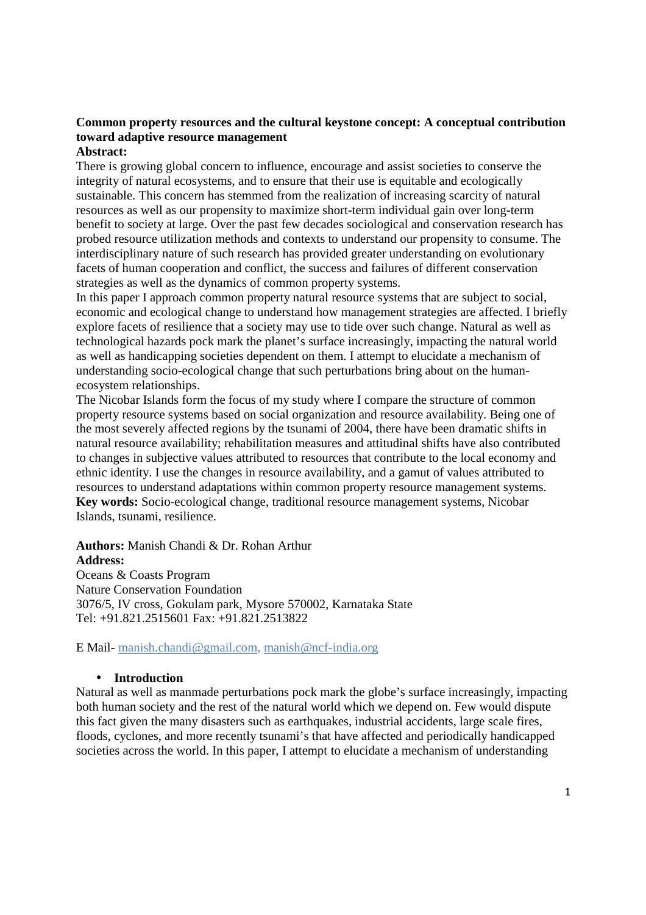# Common property resources and the cultural keystone concept: A conceptual contribution toward adaptive resource management

**Abstract:**

There is growing global concern to influence, encourage and assist societies to conserve the integrity of natural ecosystems, and to ensure that their use is equitable and ecologically sustainable. This concern has stemmed from the realization of increasing scarcity of natural resources as well as our propensity to maximize short-term individual gain over long-term benefit to society at large. Over the past few decades sociological and conservation research has probed resource utilization methods and contexts to understand our propensity to consume. The interdisciplinary nature of such research has provided greater understanding on evolutionary facets of human cooperation and conflict, the success and failures of different conservation strategies as well as the dynamics of common property systems.

In this paper I approach common property natural resource systems that are subject to social, economic and ecological change to understand how management strategies are affected. I briefly explore facets of resilience that a society may use to tide over such change. Natural as well as technological hazards pock mark the planet's surface increasingly, impacting the natural world as well as handicapping societies dependent on them. I attempt to elucidate a mechanism of understanding socio-ecological change that such perturbations bring about on the human-ecosystem relationships.

The Nicobar Islands form the focus of my study where I compare the structure of common property resource systems based on social organization and resource availability. Being one of the most severely affected regions by the tsunami of 2004, there have been dramatic shifts in natural resource availability; rehabilitation measures and attitudinal shifts have also contributed to changes in subjective values attributed to resources that contribute to the local economy and ethnic identity. I use the changes in resource availability, and a gamut of values attributed to resources to understand adaptations within common property resource management systems.

**Key words:** Socio-ecological change, traditional resource management systems, Nicobar Islands, tsunami, resilience.

**Authors:** Manish Chandi & Dr. Rohan Arthur

**Address:**

Oceans & Coasts Program
Nature Conservation Foundation
3076/5, IV cross, Gokulam park, Mysore 570002, Karnataka State
Tel: +91.821.2515601 Fax: +91.821.2513822

E Mail- manish.chandi@gmail.com, manish@ncf-india.org

- **Introduction**

Natural as well as manmade perturbations pock mark the globe's surface increasingly, impacting both human society and the rest of the natural world which we depend on. Few would dispute this fact given the many disasters such as earthquakes, industrial accidents, large scale fires, floods, cyclones, and more recently tsunami's that have affected and periodically handicapped societies across the world. In this paper, I attempt to elucidate a mechanism of understanding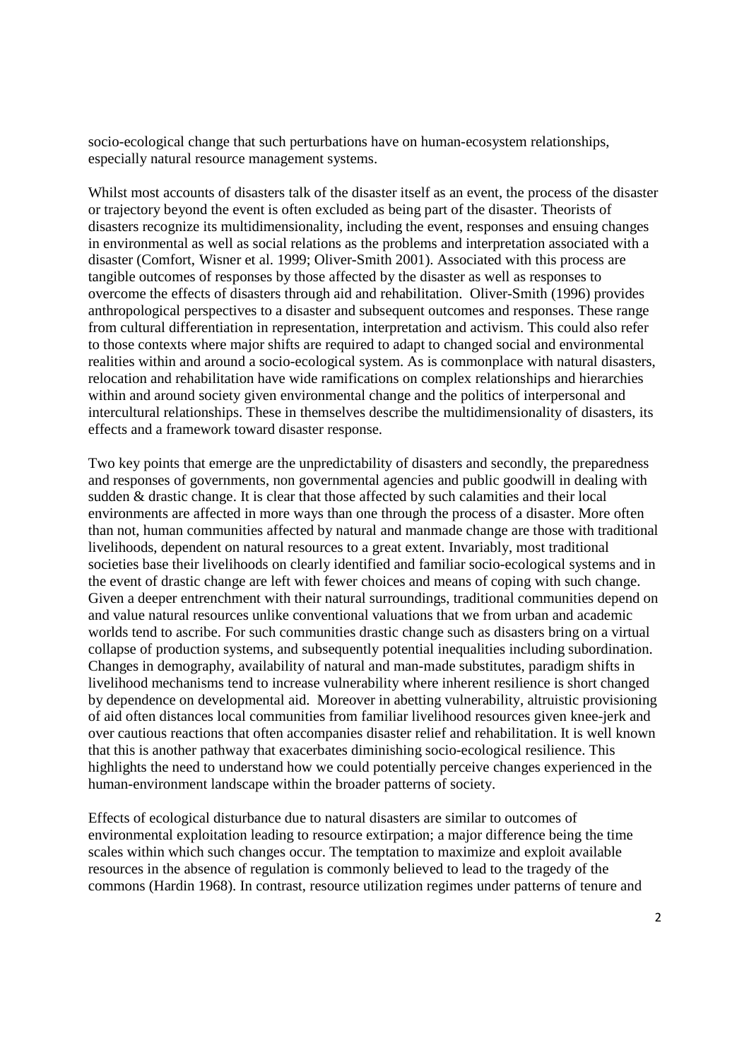socio-ecological change that such perturbations have on human-ecosystem relationships, especially natural resource management systems.

Whilst most accounts of disasters talk of the disaster itself as an event, the process of the disaster or trajectory beyond the event is often excluded as being part of the disaster. Theorists of disasters recognize its multidimensionality, including the event, responses and ensuing changes in environmental as well as social relations as the problems and interpretation associated with a disaster (Comfort, Wisner et al. 1999; Oliver-Smith 2001). Associated with this process are tangible outcomes of responses by those affected by the disaster as well as responses to overcome the effects of disasters through aid and rehabilitation. Oliver-Smith (1996) provides anthropological perspectives to a disaster and subsequent outcomes and responses. These range from cultural differentiation in representation, interpretation and activism. This could also refer to those contexts where major shifts are required to adapt to changed social and environmental realities within and around a socio-ecological system. As is commonplace with natural disasters, relocation and rehabilitation have wide ramifications on complex relationships and hierarchies within and around society given environmental change and the politics of interpersonal and intercultural relationships. These in themselves describe the multidimensionality of disasters, its effects and a framework toward disaster response.

Two key points that emerge are the unpredictability of disasters and secondly, the preparedness and responses of governments, non governmental agencies and public goodwill in dealing with sudden & drastic change. It is clear that those affected by such calamities and their local environments are affected in more ways than one through the process of a disaster. More often than not, human communities affected by natural and manmade change are those with traditional livelihoods, dependent on natural resources to a great extent. Invariably, most traditional societies base their livelihoods on clearly identified and familiar socio-ecological systems and in the event of drastic change are left with fewer choices and means of coping with such change. Given a deeper entrenchment with their natural surroundings, traditional communities depend on and value natural resources unlike conventional valuations that we from urban and academic worlds tend to ascribe. For such communities drastic change such as disasters bring on a virtual collapse of production systems, and subsequently potential inequalities including subordination. Changes in demography, availability of natural and man-made substitutes, paradigm shifts in livelihood mechanisms tend to increase vulnerability where inherent resilience is short changed by dependence on developmental aid. Moreover in abetting vulnerability, altruistic provisioning of aid often distances local communities from familiar livelihood resources given knee-jerk and over cautious reactions that often accompanies disaster relief and rehabilitation. It is well known that this is another pathway that exacerbates diminishing socio-ecological resilience. This highlights the need to understand how we could potentially perceive changes experienced in the human-environment landscape within the broader patterns of society.

Effects of ecological disturbance due to natural disasters are similar to outcomes of environmental exploitation leading to resource extirpation; a major difference being the time scales within which such changes occur. The temptation to maximize and exploit available resources in the absence of regulation is commonly believed to lead to the tragedy of the commons (Hardin 1968). In contrast, resource utilization regimes under patterns of tenure and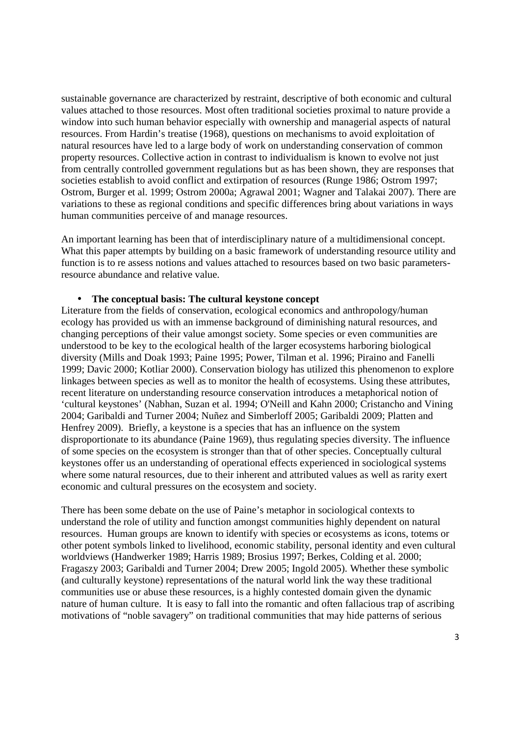sustainable governance are characterized by restraint, descriptive of both economic and cultural values attached to those resources. Most often traditional societies proximal to nature provide a window into such human behavior especially with ownership and managerial aspects of natural resources. From Hardin's treatise (1968), questions on mechanisms to avoid exploitation of natural resources have led to a large body of work on understanding conservation of common property resources. Collective action in contrast to individualism is known to evolve not just from centrally controlled government regulations but as has been shown, they are responses that societies establish to avoid conflict and extirpation of resources (Runge 1986; Ostrom 1997; Ostrom, Burger et al. 1999; Ostrom 2000a; Agrawal 2001; Wagner and Talakai 2007). There are variations to these as regional conditions and specific differences bring about variations in ways human communities perceive of and manage resources.

An important learning has been that of interdisciplinary nature of a multidimensional concept. What this paper attempts by building on a basic framework of understanding resource utility and function is to re assess notions and values attached to resources based on two basic parameters- resource abundance and relative value.

- **The conceptual basis: The cultural keystone concept**

Literature from the fields of conservation, ecological economics and anthropology/human ecology has provided us with an immense background of diminishing natural resources, and changing perceptions of their value amongst society. Some species or even communities are understood to be key to the ecological health of the larger ecosystems harboring biological diversity (Mills and Doak 1993; Paine 1995; Power, Tilman et al. 1996; Piraino and Fanelli 1999; Davic 2000; Kotliar 2000). Conservation biology has utilized this phenomenon to explore linkages between species as well as to monitor the health of ecosystems. Using these attributes, recent literature on understanding resource conservation introduces a metaphorical notion of 'cultural keystones' (Nabhan, Suzan et al. 1994; O'Neill and Kahn 2000; Cristancho and Vining 2004; Garibaldi and Turner 2004; Nuñez and Simberloff 2005; Garibaldi 2009; Platten and Henfrey 2009). Briefly, a keystone is a species that has an influence on the system disproportionate to its abundance (Paine 1969), thus regulating species diversity. The influence of some species on the ecosystem is stronger than that of other species. Conceptually cultural keystones offer us an understanding of operational effects experienced in sociological systems where some natural resources, due to their inherent and attributed values as well as rarity exert economic and cultural pressures on the ecosystem and society.

There has been some debate on the use of Paine's metaphor in sociological contexts to understand the role of utility and function amongst communities highly dependent on natural resources. Human groups are known to identify with species or ecosystems as icons, totems or other potent symbols linked to livelihood, economic stability, personal identity and even cultural worldviews (Handwerker 1989; Harris 1989; Brosius 1997; Berkes, Colding et al. 2000; Fragaszy 2003; Garibaldi and Turner 2004; Drew 2005; Ingold 2005). Whether these symbolic (and culturally keystone) representations of the natural world link the way these traditional communities use or abuse these resources, is a highly contested domain given the dynamic nature of human culture. It is easy to fall into the romantic and often fallacious trap of ascribing motivations of "noble savagery" on traditional communities that may hide patterns of serious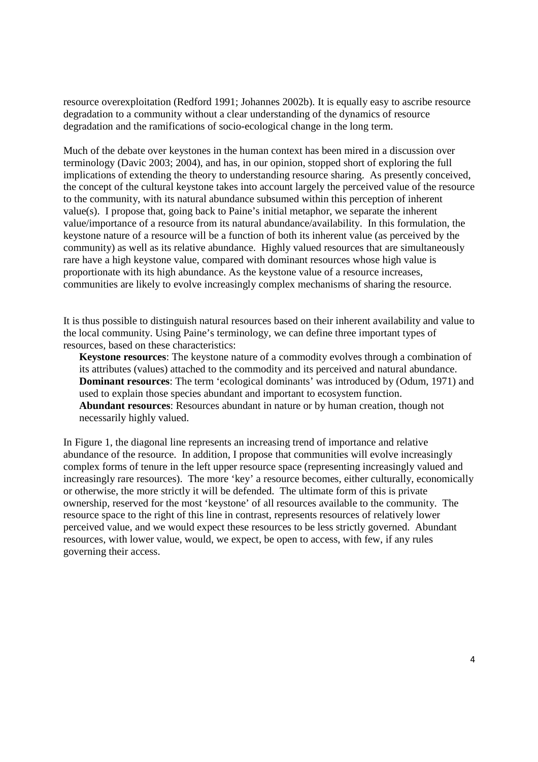resource overexploitation (Redford 1991; Johannes 2002b). It is equally easy to ascribe resource degradation to a community without a clear understanding of the dynamics of resource degradation and the ramifications of socio-ecological change in the long term.

Much of the debate over keystones in the human context has been mired in a discussion over terminology (Davic 2003; 2004), and has, in our opinion, stopped short of exploring the full implications of extending the theory to understanding resource sharing. As presently conceived, the concept of the cultural keystone takes into account largely the perceived value of the resource to the community, with its natural abundance subsumed within this perception of inherent value(s). I propose that, going back to Paine's initial metaphor, we separate the inherent value/importance of a resource from its natural abundance/availability. In this formulation, the keystone nature of a resource will be a function of both its inherent value (as perceived by the community) as well as its relative abundance. Highly valued resources that are simultaneously rare have a high keystone value, compared with dominant resources whose high value is proportionate with its high abundance. As the keystone value of a resource increases, communities are likely to evolve increasingly complex mechanisms of sharing the resource.

It is thus possible to distinguish natural resources based on their inherent availability and value to the local community. Using Paine's terminology, we can define three important types of resources, based on these characteristics:

**Keystone resources**: The keystone nature of a commodity evolves through a combination of its attributes (values) attached to the commodity and its perceived and natural abundance.
**Dominant resources**: The term 'ecological dominants' was introduced by (Odum, 1971) and used to explain those species abundant and important to ecosystem function.
**Abundant resources**: Resources abundant in nature or by human creation, though not necessarily highly valued.

In Figure 1, the diagonal line represents an increasing trend of importance and relative abundance of the resource. In addition, I propose that communities will evolve increasingly complex forms of tenure in the left upper resource space (representing increasingly valued and increasingly rare resources). The more 'key' a resource becomes, either culturally, economically or otherwise, the more strictly it will be defended. The ultimate form of this is private ownership, reserved for the most 'keystone' of all resources available to the community. The resource space to the right of this line in contrast, represents resources of relatively lower perceived value, and we would expect these resources to be less strictly governed. Abundant resources, with lower value, would, we expect, be open to access, with few, if any rules governing their access.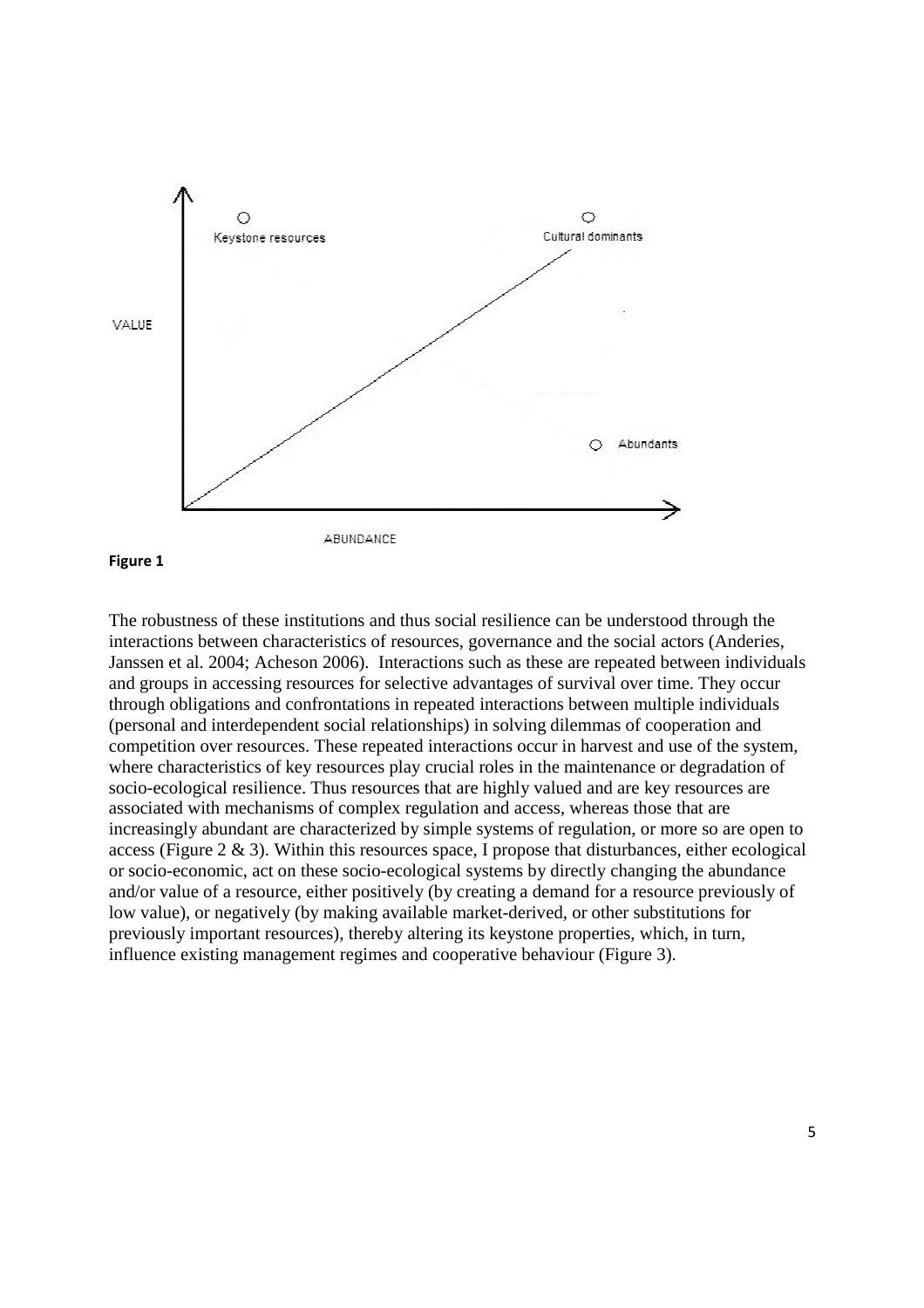Figure 1

The robustness of these institutions and thus social resilience can be understood through the interactions between characteristics of resources, governance and the social actors (Anderies, Janssen et al. 2004; Acheson 2006). Interactions such as these are repeated between individuals and groups in accessing resources for selective advantages of survival over time. They occur through obligations and confrontations in repeated interactions between multiple individuals (personal and interdependent social relationships) in solving dilemmas of cooperation and competition over resources. These repeated interactions occur in harvest and use of the system, where characteristics of key resources play crucial roles in the maintenance or degradation of socio-ecological resilience. Thus resources that are highly valued and are key resources are associated with mechanisms of complex regulation and access, whereas those that are increasingly abundant are characterized by simple systems of regulation, or more so are open to access (Figure 2 & 3). Within this resources space, I propose that disturbances, either ecological or socio-economic, act on these socio-ecological systems by directly changing the abundance and/or value of a resource, either positively (by creating a demand for a resource previously of low value), or negatively (by making available market-derived, or other substitutions for previously important resources), thereby altering its keystone properties, which, in turn, influence existing management regimes and cooperative behaviour (Figure 3).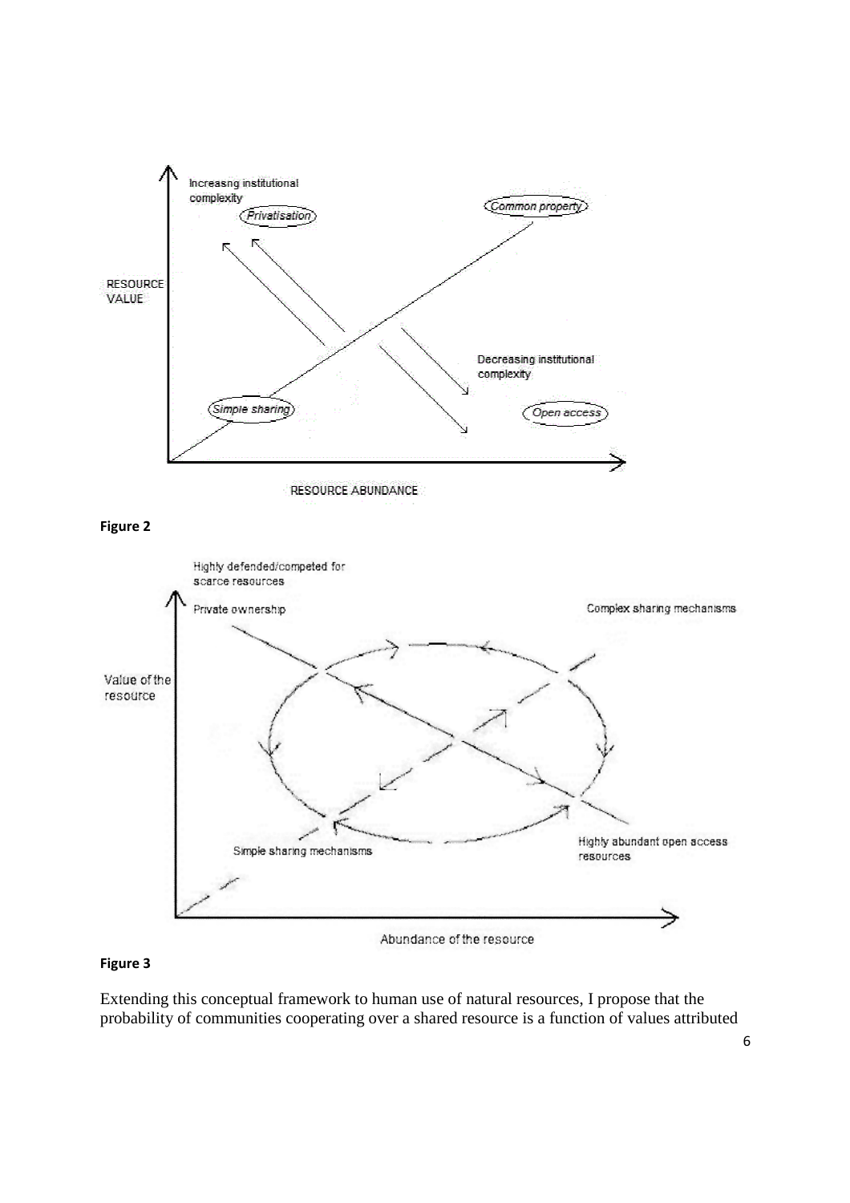Figure 2

Figure 3

Extending this conceptual framework to human use of natural resources, I propose that the probability of communities cooperating over a shared resource is a function of values attributed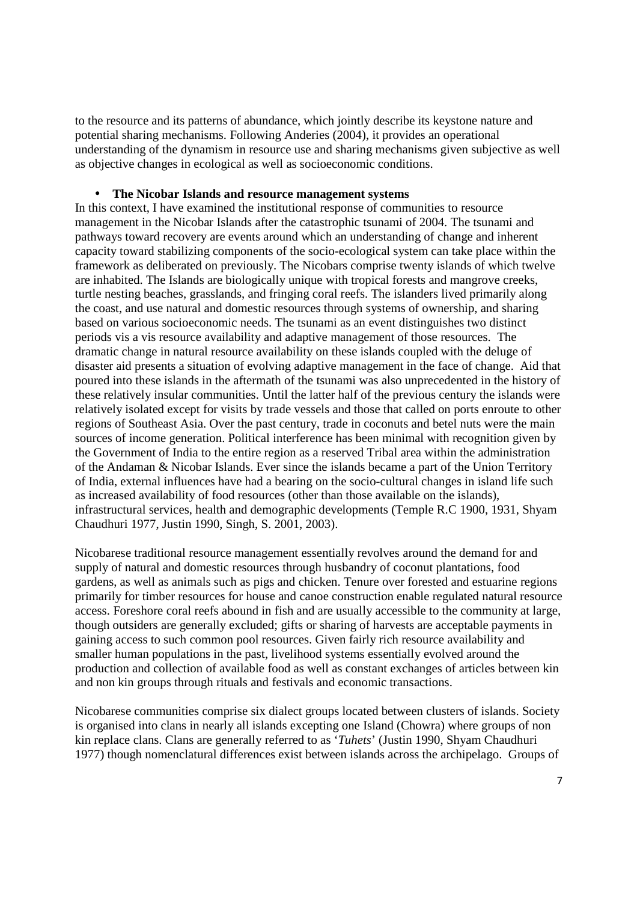to the resource and its patterns of abundance, which jointly describe its keystone nature and potential sharing mechanisms. Following Anderies (2004), it provides an operational understanding of the dynamism in resource use and sharing mechanisms given subjective as well as objective changes in ecological as well as socioeconomic conditions.

- **The Nicobar Islands and resource management systems**

In this context, I have examined the institutional response of communities to resource management in the Nicobar Islands after the catastrophic tsunami of 2004. The tsunami and pathways toward recovery are events around which an understanding of change and inherent capacity toward stabilizing components of the socio-ecological system can take place within the framework as deliberated on previously. The Nicobars comprise twenty islands of which twelve are inhabited. The Islands are biologically unique with tropical forests and mangrove creeks, turtle nesting beaches, grasslands, and fringing coral reefs. The islanders lived primarily along the coast, and use natural and domestic resources through systems of ownership, and sharing based on various socioeconomic needs. The tsunami as an event distinguishes two distinct periods vis a vis resource availability and adaptive management of those resources. The dramatic change in natural resource availability on these islands coupled with the deluge of disaster aid presents a situation of evolving adaptive management in the face of change. Aid that poured into these islands in the aftermath of the tsunami was also unprecedented in the history of these relatively insular communities. Until the latter half of the previous century the islands were relatively isolated except for visits by trade vessels and those that called on ports enroute to other regions of Southeast Asia. Over the past century, trade in coconuts and betel nuts were the main sources of income generation. Political interference has been minimal with recognition given by the Government of India to the entire region as a reserved Tribal area within the administration of the Andaman & Nicobar Islands. Ever since the islands became a part of the Union Territory of India, external influences have had a bearing on the socio-cultural changes in island life such as increased availability of food resources (other than those available on the islands), infrastructural services, health and demographic developments (Temple R.C 1900, 1931, Shyam Chaudhuri 1977, Justin 1990, Singh, S. 2001, 2003).

Nicobarese traditional resource management essentially revolves around the demand for and supply of natural and domestic resources through husbandry of coconut plantations, food gardens, as well as animals such as pigs and chicken. Tenure over forested and estuarine regions primarily for timber resources for house and canoe construction enable regulated natural resource access. Foreshore coral reefs abound in fish and are usually accessible to the community at large, though outsiders are generally excluded; gifts or sharing of harvests are acceptable payments in gaining access to such common pool resources. Given fairly rich resource availability and smaller human populations in the past, livelihood systems essentially evolved around the production and collection of available food as well as constant exchanges of articles between kin and non kin groups through rituals and festivals and economic transactions.

Nicobarese communities comprise six dialect groups located between clusters of islands. Society is organised into clans in nearly all islands excepting one Island (Chowra) where groups of non kin replace clans. Clans are generally referred to as '*Tuhets*' (Justin 1990, Shyam Chaudhuri 1977) though nomenclatural differences exist between islands across the archipelago. Groups of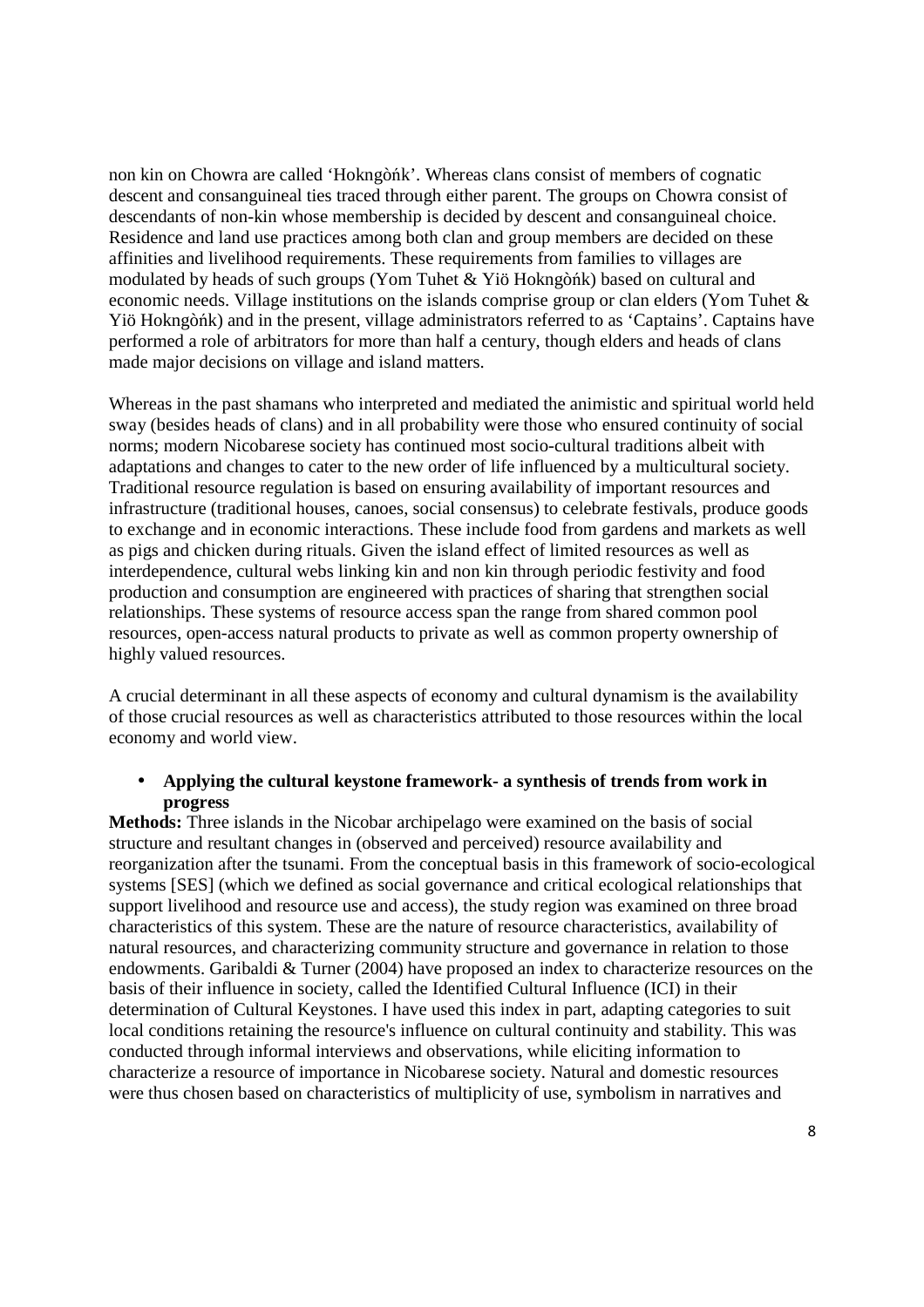non kin on Chowra are called 'Hokngòńk'. Whereas clans consist of members of cognatic descent and consanguineal ties traced through either parent. The groups on Chowra consist of descendants of non-kin whose membership is decided by descent and consanguineal choice. Residence and land use practices among both clan and group members are decided on these affinities and livelihood requirements. These requirements from families to villages are modulated by heads of such groups (Yom Tuhet & Yiö Hokngòńk) based on cultural and economic needs. Village institutions on the islands comprise group or clan elders (Yom Tuhet & Yiö Hokngòńk) and in the present, village administrators referred to as 'Captains'. Captains have performed a role of arbitrators for more than half a century, though elders and heads of clans made major decisions on village and island matters.

Whereas in the past shamans who interpreted and mediated the animistic and spiritual world held sway (besides heads of clans) and in all probability were those who ensured continuity of social norms; modern Nicobarese society has continued most socio-cultural traditions albeit with adaptations and changes to cater to the new order of life influenced by a multicultural society. Traditional resource regulation is based on ensuring availability of important resources and infrastructure (traditional houses, canoes, social consensus) to celebrate festivals, produce goods to exchange and in economic interactions. These include food from gardens and markets as well as pigs and chicken during rituals. Given the island effect of limited resources as well as interdependence, cultural webs linking kin and non kin through periodic festivity and food production and consumption are engineered with practices of sharing that strengthen social relationships. These systems of resource access span the range from shared common pool resources, open-access natural products to private as well as common property ownership of highly valued resources.

A crucial determinant in all these aspects of economy and cultural dynamism is the availability of those crucial resources as well as characteristics attributed to those resources within the local economy and world view.

- **Applying the cultural keystone framework- a synthesis of trends from work in progress**

**Methods:** Three islands in the Nicobar archipelago were examined on the basis of social structure and resultant changes in (observed and perceived) resource availability and reorganization after the tsunami. From the conceptual basis in this framework of socio-ecological systems [SES] (which we defined as social governance and critical ecological relationships that support livelihood and resource use and access), the study region was examined on three broad characteristics of this system. These are the nature of resource characteristics, availability of natural resources, and characterizing community structure and governance in relation to those endowments. Garibaldi & Turner (2004) have proposed an index to characterize resources on the basis of their influence in society, called the Identified Cultural Influence (ICI) in their determination of Cultural Keystones. I have used this index in part, adapting categories to suit local conditions retaining the resource's influence on cultural continuity and stability. This was conducted through informal interviews and observations, while eliciting information to characterize a resource of importance in Nicobarese society. Natural and domestic resources were thus chosen based on characteristics of multiplicity of use, symbolism in narratives and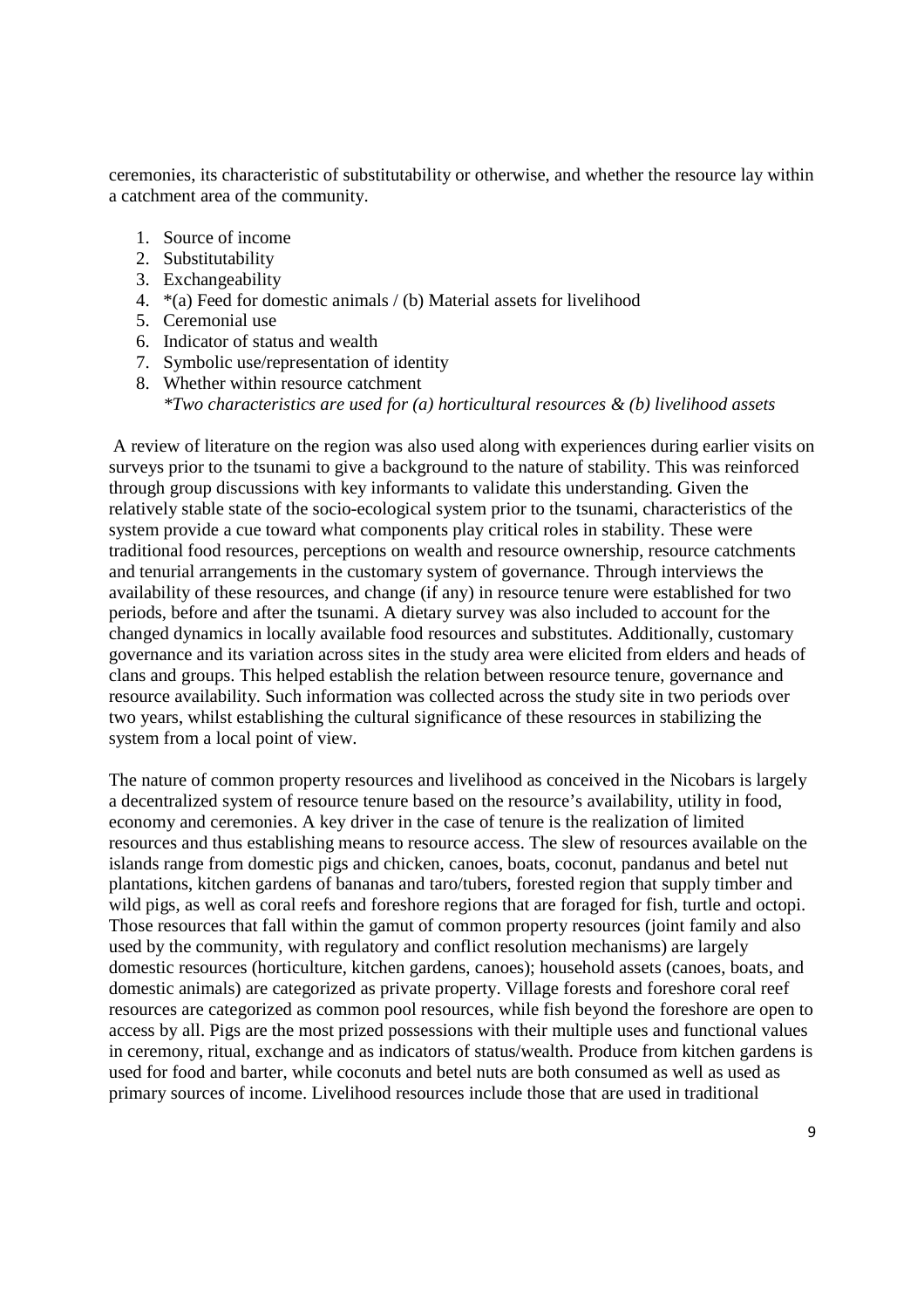ceremonies, its characteristic of substitutability or otherwise, and whether the resource lay within a catchment area of the community.

1. Source of income
2. Substitutability
3. Exchangeability
4. *(a) Feed for domestic animals / (b) Material assets for livelihood
5. Ceremonial use
6. Indicator of status and wealth
7. Symbolic use/representation of identity
8. Whether within resource catchment
   *\*Two characteristics are used for (a) horticultural resources & (b) livelihood assets*

A review of literature on the region was also used along with experiences during earlier visits on surveys prior to the tsunami to give a background to the nature of stability. This was reinforced through group discussions with key informants to validate this understanding. Given the relatively stable state of the socio-ecological system prior to the tsunami, characteristics of the system provide a cue toward what components play critical roles in stability. These were traditional food resources, perceptions on wealth and resource ownership, resource catchments and tenurial arrangements in the customary system of governance. Through interviews the availability of these resources, and change (if any) in resource tenure were established for two periods, before and after the tsunami. A dietary survey was also included to account for the changed dynamics in locally available food resources and substitutes. Additionally, customary governance and its variation across sites in the study area were elicited from elders and heads of clans and groups. This helped establish the relation between resource tenure, governance and resource availability. Such information was collected across the study site in two periods over two years, whilst establishing the cultural significance of these resources in stabilizing the system from a local point of view.

The nature of common property resources and livelihood as conceived in the Nicobars is largely a decentralized system of resource tenure based on the resource's availability, utility in food, economy and ceremonies. A key driver in the case of tenure is the realization of limited resources and thus establishing means to resource access. The slew of resources available on the islands range from domestic pigs and chicken, canoes, boats, coconut, pandanus and betel nut plantations, kitchen gardens of bananas and taro/tubers, forested region that supply timber and wild pigs, as well as coral reefs and foreshore regions that are foraged for fish, turtle and octopi. Those resources that fall within the gamut of common property resources (joint family and also used by the community, with regulatory and conflict resolution mechanisms) are largely domestic resources (horticulture, kitchen gardens, canoes); household assets (canoes, boats, and domestic animals) are categorized as private property. Village forests and foreshore coral reef resources are categorized as common pool resources, while fish beyond the foreshore are open to access by all. Pigs are the most prized possessions with their multiple uses and functional values in ceremony, ritual, exchange and as indicators of status/wealth. Produce from kitchen gardens is used for food and barter, while coconuts and betel nuts are both consumed as well as used as primary sources of income. Livelihood resources include those that are used in traditional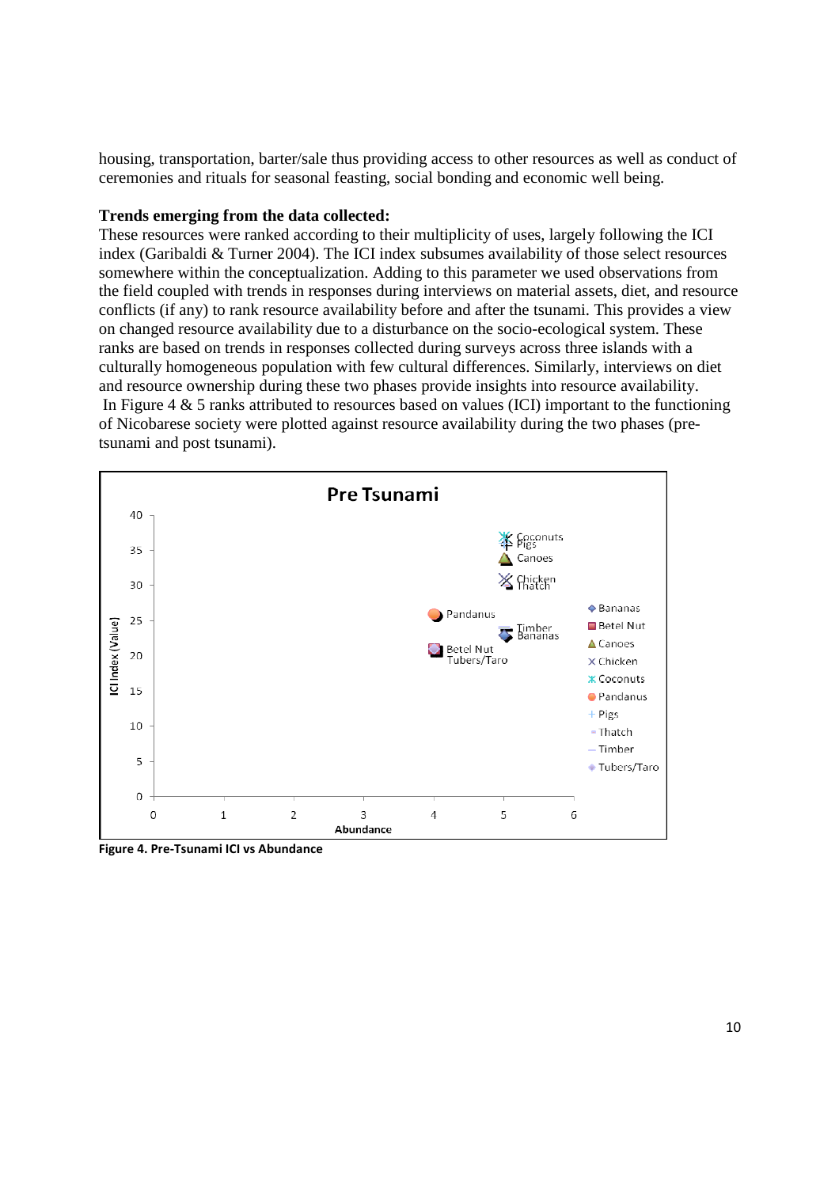housing, transportation, barter/sale thus providing access to other resources as well as conduct of ceremonies and rituals for seasonal feasting, social bonding and economic well being.

**Trends emerging from the data collected:**

These resources were ranked according to their multiplicity of uses, largely following the ICI index (Garibaldi & Turner 2004). The ICI index subsumes availability of those select resources somewhere within the conceptualization. Adding to this parameter we used observations from the field coupled with trends in responses during interviews on material assets, diet, and resource conflicts (if any) to rank resource availability before and after the tsunami. This provides a view on changed resource availability due to a disturbance on the socio-ecological system. These ranks are based on trends in responses collected during surveys across three islands with a culturally homogeneous population with few cultural differences. Similarly, interviews on diet and resource ownership during these two phases provide insights into resource availability.

In Figure 4 & 5 ranks attributed to resources based on values (ICI) important to the functioning of Nicobarese society were plotted against resource availability during the two phases (pre-tsunami and post tsunami).

**Figure 4. Pre-Tsunami ICI vs Abundance**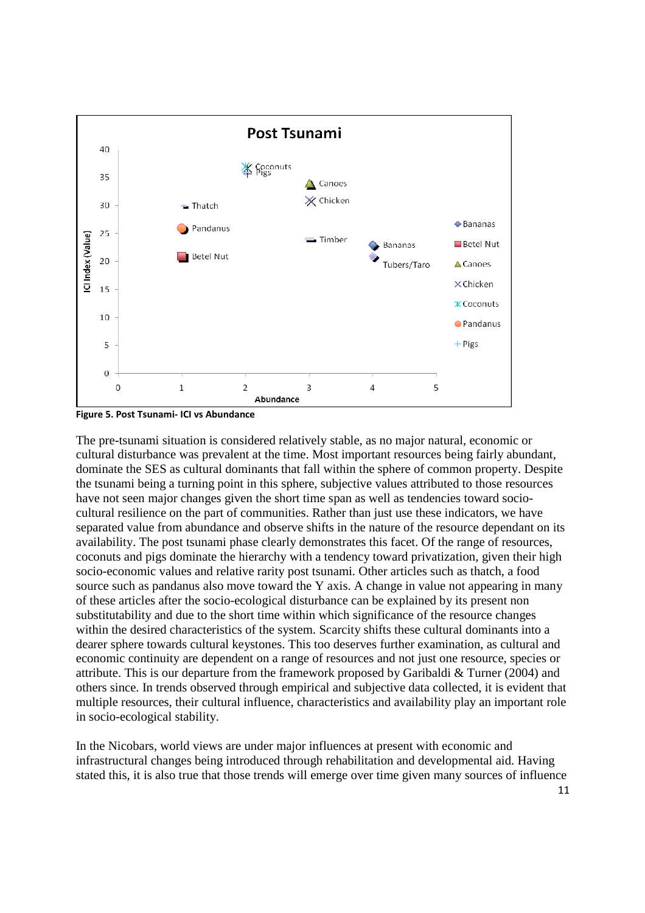Figure 5. Post Tsunami- ICI vs Abundance

The pre-tsunami situation is considered relatively stable, as no major natural, economic or cultural disturbance was prevalent at the time. Most important resources being fairly abundant, dominate the SES as cultural dominants that fall within the sphere of common property. Despite the tsunami being a turning point in this sphere, subjective values attributed to those resources have not seen major changes given the short time span as well as tendencies toward socio-cultural resilience on the part of communities. Rather than just use these indicators, we have separated value from abundance and observe shifts in the nature of the resource dependant on its availability. The post tsunami phase clearly demonstrates this facet. Of the range of resources, coconuts and pigs dominate the hierarchy with a tendency toward privatization, given their high socio-economic values and relative rarity post tsunami. Other articles such as thatch, a food source such as pandanus also move toward the Y axis. A change in value not appearing in many of these articles after the socio-ecological disturbance can be explained by its present non substitutability and due to the short time within which significance of the resource changes within the desired characteristics of the system. Scarcity shifts these cultural dominants into a dearer sphere towards cultural keystones. This too deserves further examination, as cultural and economic continuity are dependent on a range of resources and not just one resource, species or attribute. This is our departure from the framework proposed by Garibaldi & Turner (2004) and others since. In trends observed through empirical and subjective data collected, it is evident that multiple resources, their cultural influence, characteristics and availability play an important role in socio-ecological stability.

In the Nicobars, world views are under major influences at present with economic and infrastructural changes being introduced through rehabilitation and developmental aid. Having stated this, it is also true that those trends will emerge over time given many sources of influence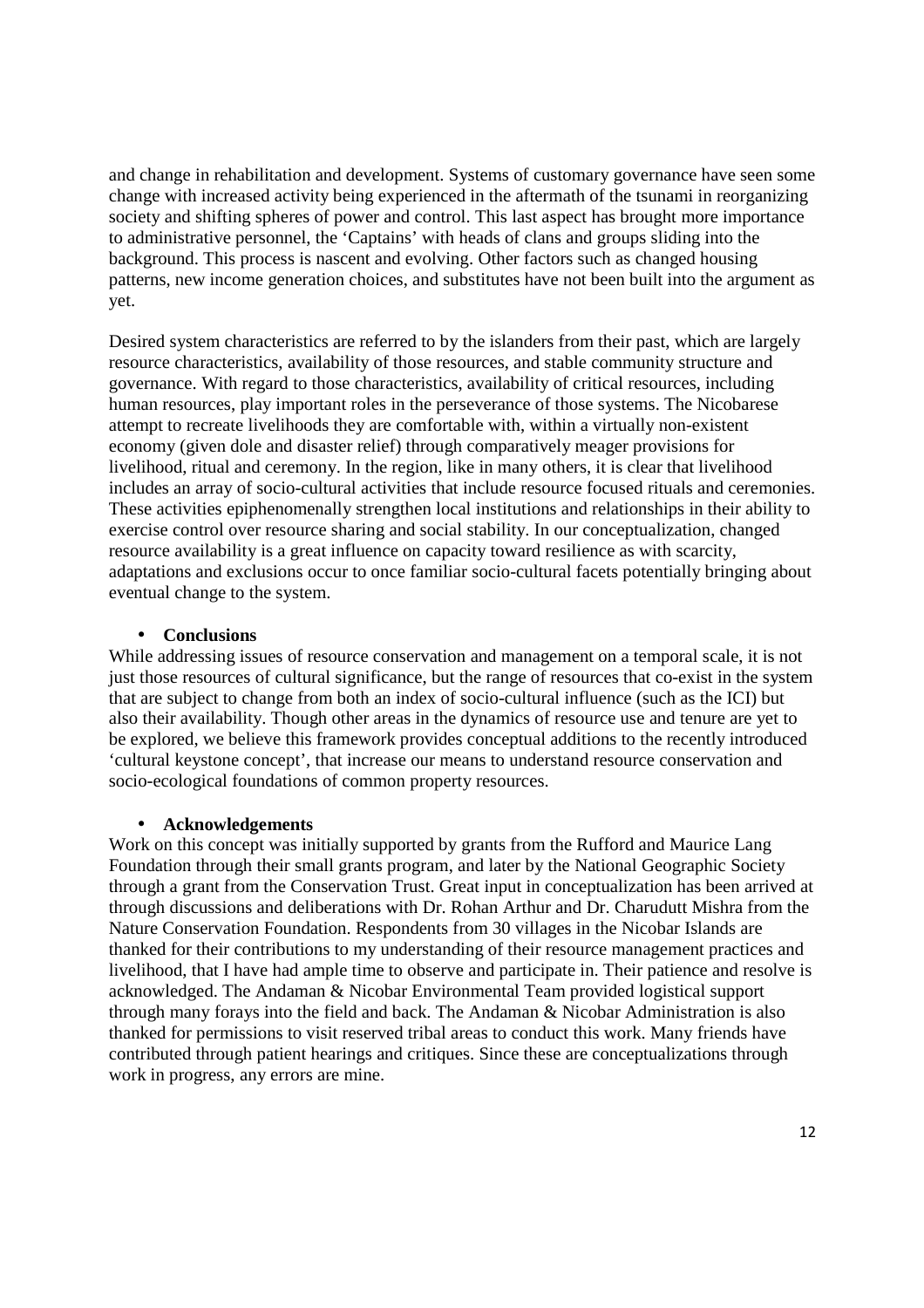and change in rehabilitation and development. Systems of customary governance have seen some change with increased activity being experienced in the aftermath of the tsunami in reorganizing society and shifting spheres of power and control. This last aspect has brought more importance to administrative personnel, the 'Captains' with heads of clans and groups sliding into the background. This process is nascent and evolving. Other factors such as changed housing patterns, new income generation choices, and substitutes have not been built into the argument as yet.

Desired system characteristics are referred to by the islanders from their past, which are largely resource characteristics, availability of those resources, and stable community structure and governance. With regard to those characteristics, availability of critical resources, including human resources, play important roles in the perseverance of those systems. The Nicobarese attempt to recreate livelihoods they are comfortable with, within a virtually non-existent economy (given dole and disaster relief) through comparatively meager provisions for livelihood, ritual and ceremony. In the region, like in many others, it is clear that livelihood includes an array of socio-cultural activities that include resource focused rituals and ceremonies. These activities epiphenomenally strengthen local institutions and relationships in their ability to exercise control over resource sharing and social stability. In our conceptualization, changed resource availability is a great influence on capacity toward resilience as with scarcity, adaptations and exclusions occur to once familiar socio-cultural facets potentially bringing about eventual change to the system.

## Conclusions

While addressing issues of resource conservation and management on a temporal scale, it is not just those resources of cultural significance, but the range of resources that co-exist in the system that are subject to change from both an index of socio-cultural influence (such as the ICI) but also their availability. Though other areas in the dynamics of resource use and tenure are yet to be explored, we believe this framework provides conceptual additions to the recently introduced 'cultural keystone concept', that increase our means to understand resource conservation and socio-ecological foundations of common property resources.

## Acknowledgements

Work on this concept was initially supported by grants from the Rufford and Maurice Lang Foundation through their small grants program, and later by the National Geographic Society through a grant from the Conservation Trust. Great input in conceptualization has been arrived at through discussions and deliberations with Dr. Rohan Arthur and Dr. Charudutt Mishra from the Nature Conservation Foundation. Respondents from 30 villages in the Nicobar Islands are thanked for their contributions to my understanding of their resource management practices and livelihood, that I have had ample time to observe and participate in. Their patience and resolve is acknowledged. The Andaman & Nicobar Environmental Team provided logistical support through many forays into the field and back. The Andaman & Nicobar Administration is also thanked for permissions to visit reserved tribal areas to conduct this work. Many friends have contributed through patient hearings and critiques. Since these are conceptualizations through work in progress, any errors are mine.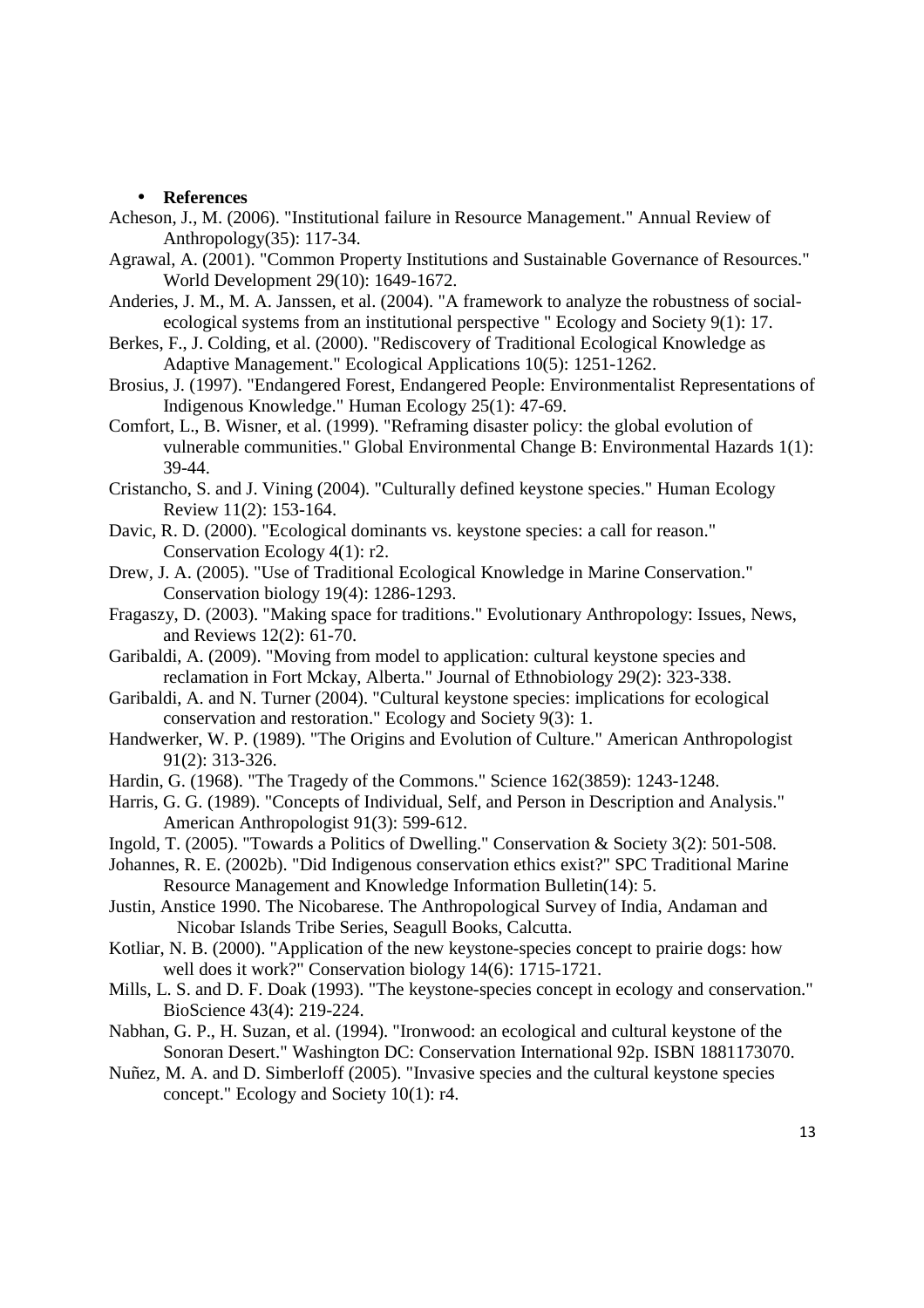- **References**

Acheson, J., M. (2006). "Institutional failure in Resource Management." Annual Review of Anthropology(35): 117-34.

Agrawal, A. (2001). "Common Property Institutions and Sustainable Governance of Resources." World Development 29(10): 1649-1672.

Anderies, J. M., M. A. Janssen, et al. (2004). "A framework to analyze the robustness of social-ecological systems from an institutional perspective " Ecology and Society 9(1): 17.

Berkes, F., J. Colding, et al. (2000). "Rediscovery of Traditional Ecological Knowledge as Adaptive Management." Ecological Applications 10(5): 1251-1262.

Brosius, J. (1997). "Endangered Forest, Endangered People: Environmentalist Representations of Indigenous Knowledge." Human Ecology 25(1): 47-69.

Comfort, L., B. Wisner, et al. (1999). "Reframing disaster policy: the global evolution of vulnerable communities." Global Environmental Change B: Environmental Hazards 1(1): 39-44.

Cristancho, S. and J. Vining (2004). "Culturally defined keystone species." Human Ecology Review 11(2): 153-164.

Davic, R. D. (2000). "Ecological dominants vs. keystone species: a call for reason." Conservation Ecology 4(1): r2.

Drew, J. A. (2005). "Use of Traditional Ecological Knowledge in Marine Conservation." Conservation biology 19(4): 1286-1293.

Fragaszy, D. (2003). "Making space for traditions." Evolutionary Anthropology: Issues, News, and Reviews 12(2): 61-70.

Garibaldi, A. (2009). "Moving from model to application: cultural keystone species and reclamation in Fort Mckay, Alberta." Journal of Ethnobiology 29(2): 323-338.

Garibaldi, A. and N. Turner (2004). "Cultural keystone species: implications for ecological conservation and restoration." Ecology and Society 9(3): 1.

Handwerker, W. P. (1989). "The Origins and Evolution of Culture." American Anthropologist 91(2): 313-326.

Hardin, G. (1968). "The Tragedy of the Commons." Science 162(3859): 1243-1248.

Harris, G. G. (1989). "Concepts of Individual, Self, and Person in Description and Analysis." American Anthropologist 91(3): 599-612.

Ingold, T. (2005). "Towards a Politics of Dwelling." Conservation & Society 3(2): 501-508.

Johannes, R. E. (2002b). "Did Indigenous conservation ethics exist?" SPC Traditional Marine Resource Management and Knowledge Information Bulletin(14): 5.

Justin, Anstice 1990. The Nicobarese. The Anthropological Survey of India, Andaman and Nicobar Islands Tribe Series, Seagull Books, Calcutta.

Kotliar, N. B. (2000). "Application of the new keystone-species concept to prairie dogs: how well does it work?" Conservation biology 14(6): 1715-1721.

Mills, L. S. and D. F. Doak (1993). "The keystone-species concept in ecology and conservation." BioScience 43(4): 219-224.

Nabhan, G. P., H. Suzan, et al. (1994). "Ironwood: an ecological and cultural keystone of the Sonoran Desert." Washington DC: Conservation International 92p. ISBN 1881173070.

Nuñez, M. A. and D. Simberloff (2005). "Invasive species and the cultural keystone species concept." Ecology and Society 10(1): r4.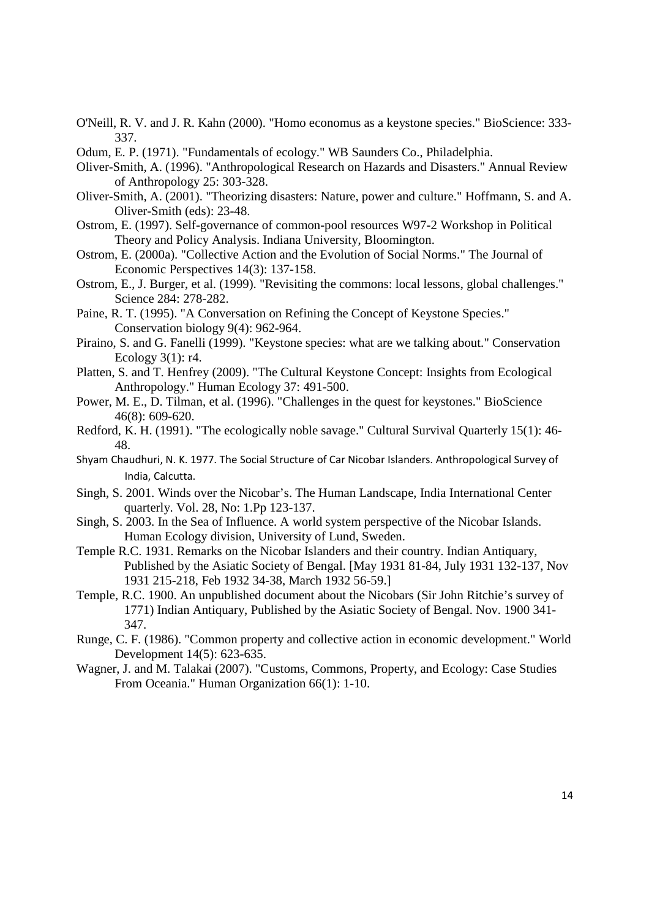O'Neill, R. V. and J. R. Kahn (2000). "Homo economus as a keystone species." BioScience: 333-337.

Odum, E. P. (1971). "Fundamentals of ecology." WB Saunders Co., Philadelphia.

Oliver-Smith, A. (1996). "Anthropological Research on Hazards and Disasters." Annual Review of Anthropology 25: 303-328.

Oliver-Smith, A. (2001). "Theorizing disasters: Nature, power and culture." Hoffmann, S. and A. Oliver-Smith (eds): 23-48.

Ostrom, E. (1997). Self-governance of common-pool resources W97-2 Workshop in Political Theory and Policy Analysis. Indiana University, Bloomington.

Ostrom, E. (2000a). "Collective Action and the Evolution of Social Norms." The Journal of Economic Perspectives 14(3): 137-158.

Ostrom, E., J. Burger, et al. (1999). "Revisiting the commons: local lessons, global challenges." Science 284: 278-282.

Paine, R. T. (1995). "A Conversation on Refining the Concept of Keystone Species." Conservation biology 9(4): 962-964.

Piraino, S. and G. Fanelli (1999). "Keystone species: what are we talking about." Conservation Ecology 3(1): r4.

Platten, S. and T. Henfrey (2009). "The Cultural Keystone Concept: Insights from Ecological Anthropology." Human Ecology 37: 491-500.

Power, M. E., D. Tilman, et al. (1996). "Challenges in the quest for keystones." BioScience 46(8): 609-620.

Redford, K. H. (1991). "The ecologically noble savage." Cultural Survival Quarterly 15(1): 46-48.

Shyam Chaudhuri, N. K. 1977. The Social Structure of Car Nicobar Islanders. Anthropological Survey of India, Calcutta.

Singh, S. 2001. Winds over the Nicobar's. The Human Landscape, India International Center quarterly. Vol. 28, No: 1.Pp 123-137.

Singh, S. 2003. In the Sea of Influence. A world system perspective of the Nicobar Islands. Human Ecology division, University of Lund, Sweden.

Temple R.C. 1931. Remarks on the Nicobar Islanders and their country. Indian Antiquary, Published by the Asiatic Society of Bengal. [May 1931 81-84, July 1931 132-137, Nov 1931 215-218, Feb 1932 34-38, March 1932 56-59.]

Temple, R.C. 1900. An unpublished document about the Nicobars (Sir John Ritchie's survey of 1771) Indian Antiquary, Published by the Asiatic Society of Bengal. Nov. 1900 341-347.

Runge, C. F. (1986). "Common property and collective action in economic development." World Development 14(5): 623-635.

Wagner, J. and M. Talakai (2007). "Customs, Commons, Property, and Ecology: Case Studies From Oceania." Human Organization 66(1): 1-10.